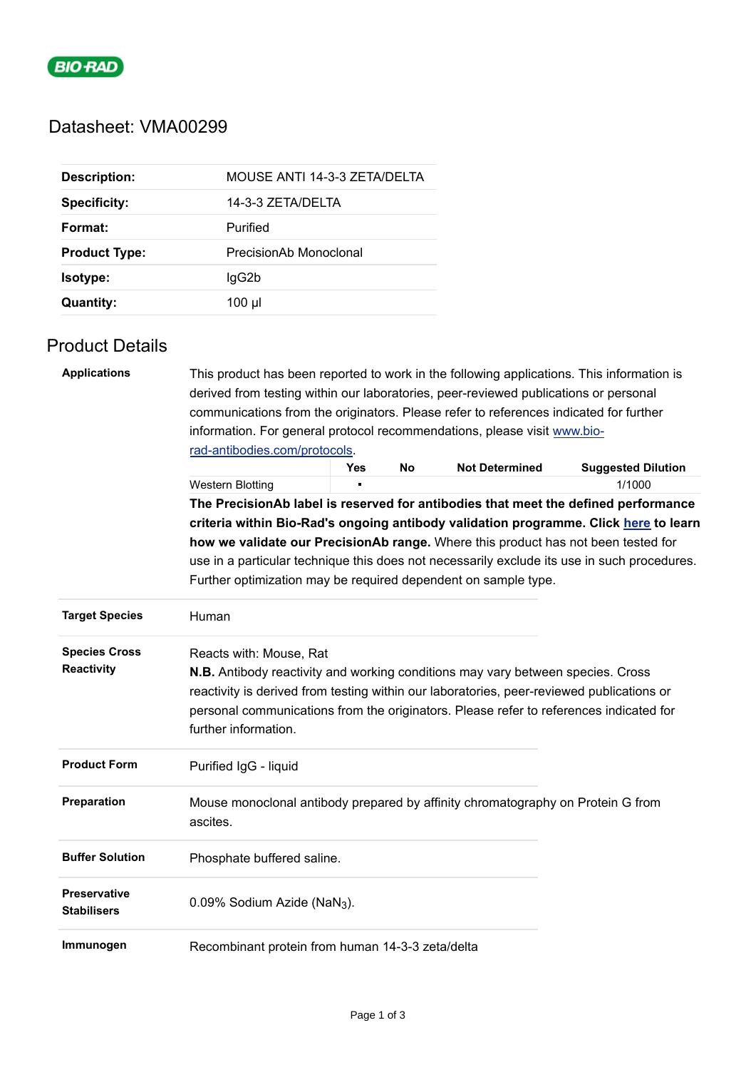# Datasheet: VMA00299

| | |
|---|---|
| **Description:** | MOUSE ANTI 14-3-3 ZETA/DELTA |
| **Specificity:** | 14-3-3 ZETA/DELTA |
| **Format:** | Purified |
| **Product Type:** | PrecisionAb Monoclonal |
| **Isotype:** | IgG2b |
| **Quantity:** | 100 µl |

## Product Details

**Applications**

This product has been reported to work in the following applications. This information is derived from testing within our laboratories, peer-reviewed publications or personal communications from the originators. Please refer to references indicated for further information. For general protocol recommendations, please visit www.bio-rad-antibodies.com/protocols.

| | Yes | No | Not Determined | Suggested Dilution |
|---|---|---|---|---|
| Western Blotting | ▪ | | | 1/1000 |

**The PrecisionAb label is reserved for antibodies that meet the defined performance criteria within Bio-Rad's ongoing antibody validation programme. Click here to learn how we validate our PrecisionAb range.** Where this product has not been tested for use in a particular technique this does not necessarily exclude its use in such procedures. Further optimization may be required dependent on sample type.

**Target Species**

Human

**Species Cross Reactivity**

Reacts with: Mouse, Rat

**N.B.** Antibody reactivity and working conditions may vary between species. Cross reactivity is derived from testing within our laboratories, peer-reviewed publications or personal communications from the originators. Please refer to references indicated for further information.

**Product Form**

Purified IgG - liquid

**Preparation**

Mouse monoclonal antibody prepared by affinity chromatography on Protein G from ascites.

**Buffer Solution**

Phosphate buffered saline.

**Preservative Stabilisers**

0.09% Sodium Azide ($NaN_3$).

**Immunogen**

Recombinant protein from human 14-3-3 zeta/delta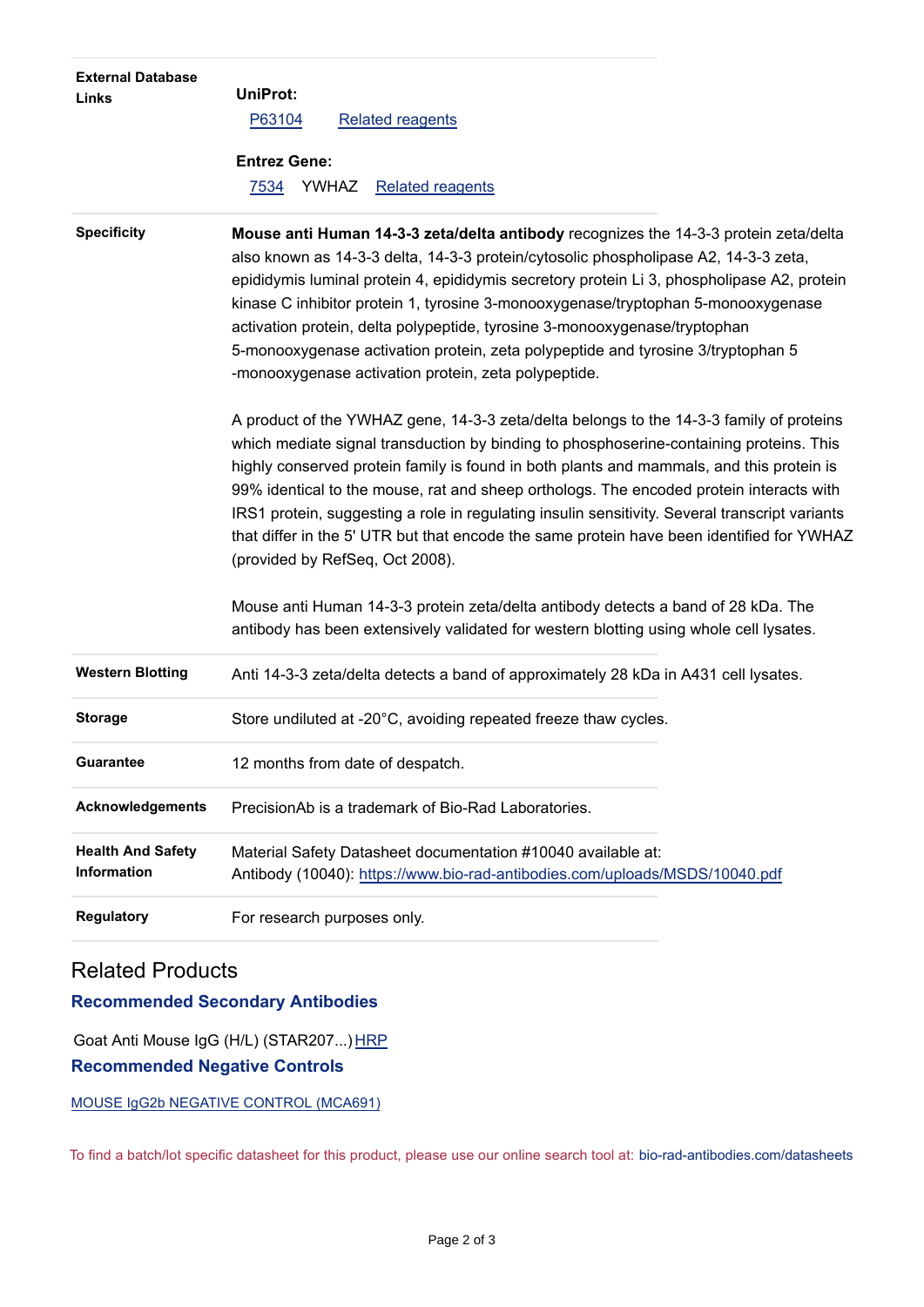| | |
|---|---|
| **External Database Links** | **UniProt:**<br>P63104 Related reagents<br>**Entrez Gene:**<br>7534 YWHAZ Related reagents |
| **Specificity** | **Mouse anti Human 14-3-3 zeta/delta antibody** recognizes the 14-3-3 protein zeta/delta also known as 14-3-3 delta, 14-3-3 protein/cytosolic phospholipase A2, 14-3-3 zeta, epididymis luminal protein 4, epididymis secretory protein Li 3, phospholipase A2, protein kinase C inhibitor protein 1, tyrosine 3-monooxygenase/tryptophan 5-monooxygenase activation protein, delta polypeptide, tyrosine 3-monooxygenase/tryptophan 5-monooxygenase activation protein, zeta polypeptide and tyrosine 3/tryptophan 5 -monooxygenase activation protein, zeta polypeptide.<br><br>A product of the YWHAZ gene, 14-3-3 zeta/delta belongs to the 14-3-3 family of proteins which mediate signal transduction by binding to phosphoserine-containing proteins. This highly conserved protein family is found in both plants and mammals, and this protein is 99% identical to the mouse, rat and sheep orthologs. The encoded protein interacts with IRS1 protein, suggesting a role in regulating insulin sensitivity. Several transcript variants that differ in the 5' UTR but that encode the same protein have been identified for YWHAZ (provided by RefSeq, Oct 2008).<br><br>Mouse anti Human 14-3-3 protein zeta/delta antibody detects a band of 28 kDa. The antibody has been extensively validated for western blotting using whole cell lysates. |
| **Western Blotting** | Anti 14-3-3 zeta/delta detects a band of approximately 28 kDa in A431 cell lysates. |
| **Storage** | Store undiluted at -20°C, avoiding repeated freeze thaw cycles. |
| **Guarantee** | 12 months from date of despatch. |
| **Acknowledgements** | PrecisionAb is a trademark of Bio-Rad Laboratories. |
| **Health And Safety Information** | Material Safety Datasheet documentation #10040 available at:<br>Antibody (10040): https://www.bio-rad-antibodies.com/uploads/MSDS/10040.pdf |
| **Regulatory** | For research purposes only. |

## Related Products

### Recommended Secondary Antibodies

Goat Anti Mouse IgG (H/L) (STAR207...) HRP

### Recommended Negative Controls

MOUSE IgG2b NEGATIVE CONTROL (MCA691)

To find a batch/lot specific datasheet for this product, please use our online search tool at: bio-rad-antibodies.com/datasheets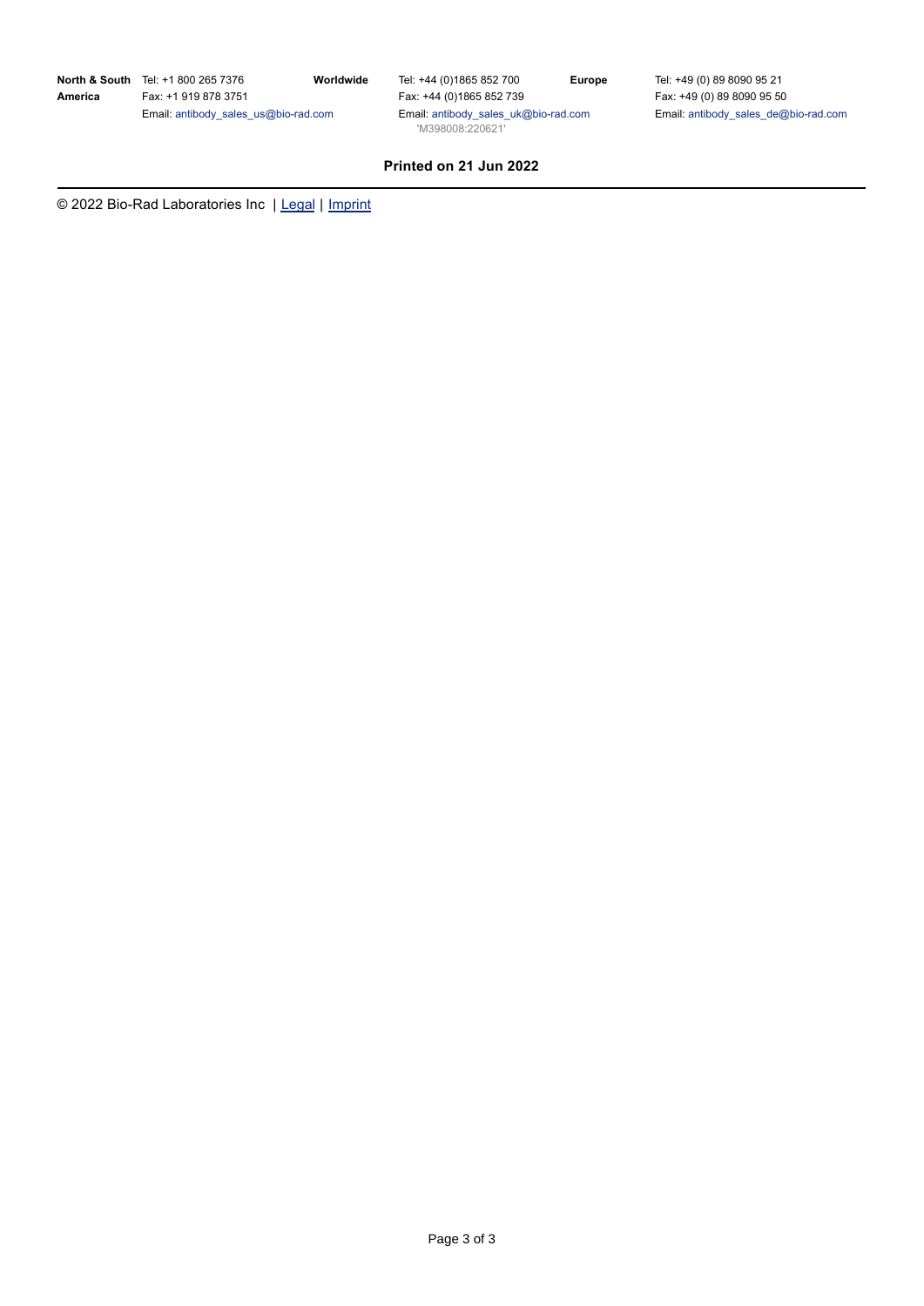| | | | | | |
|---|---|---|---|---|---|
| **North & South America** | Tel: +1 800 265 7376<br>Fax: +1 919 878 3751<br>Email: antibody_sales_us@bio-rad.com | **Worldwide** | Tel: +44 (0)1865 852 700<br>Fax: +44 (0)1865 852 739<br>Email: antibody_sales_uk@bio-rad.com | **Europe** | Tel: +49 (0) 89 8090 95 21<br>Fax: +49 (0) 89 8090 95 50<br>Email: antibody_sales_de@bio-rad.com |

'M398008:220621'

**Printed on 21 Jun 2022**

---

© 2022 Bio-Rad Laboratories Inc | Legal | Imprint